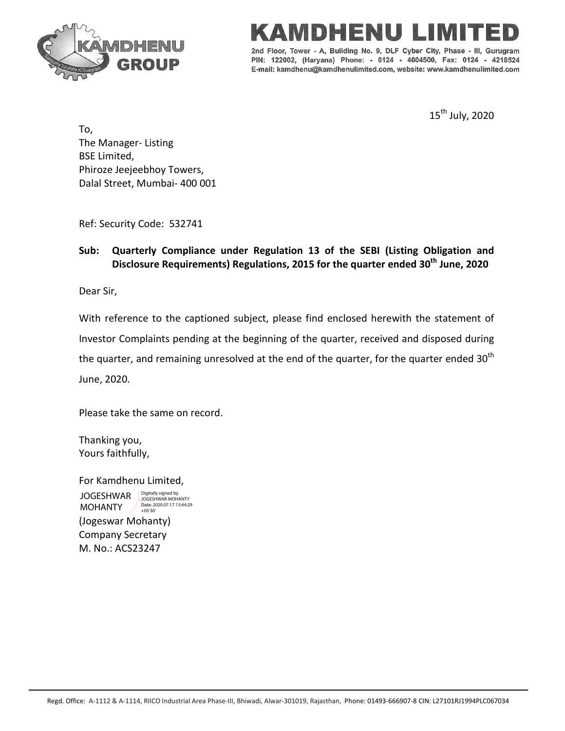# KAMDHENU LIMITED

2nd Floor, Tower - A, Building No. 9, DLF Cyber City, Phase - III, Gurugram PIN: 122002, (Haryana) Phone: - 0124 - 4604500, Fax: 0124 - 4218524 E-mail: kamdhenu@kamdhenulimited.com, website: www.kamdhenulimited.com

15th July, 2020

To,
The Manager- Listing
BSE Limited,
Phiroze Jeejeebhoy Towers,
Dalal Street, Mumbai- 400 001

Ref: Security Code: 532741

**Sub: Quarterly Compliance under Regulation 13 of the SEBI (Listing Obligation and Disclosure Requirements) Regulations, 2015 for the quarter ended 30th June, 2020**

Dear Sir,

With reference to the captioned subject, please find enclosed herewith the statement of Investor Complaints pending at the beginning of the quarter, received and disposed during the quarter, and remaining unresolved at the end of the quarter, for the quarter ended 30th June, 2020.

Please take the same on record.

Thanking you,
Yours faithfully,

For Kamdhenu Limited,

JOGESHWAR MOHANTY
Digitally signed by JOGESHWAR MOHANTY
Date: 2020.07.17 13:44:29 +05'30'

(Jogeswar Mohanty)
Company Secretary
M. No.: ACS23247

Regd. Office: A-1112 & A-1114, RIICO Industrial Area Phase-III, Bhiwadi, Alwar-301019, Rajasthan, Phone: 01493-666907-8 CIN: L27101RJ1994PLC067034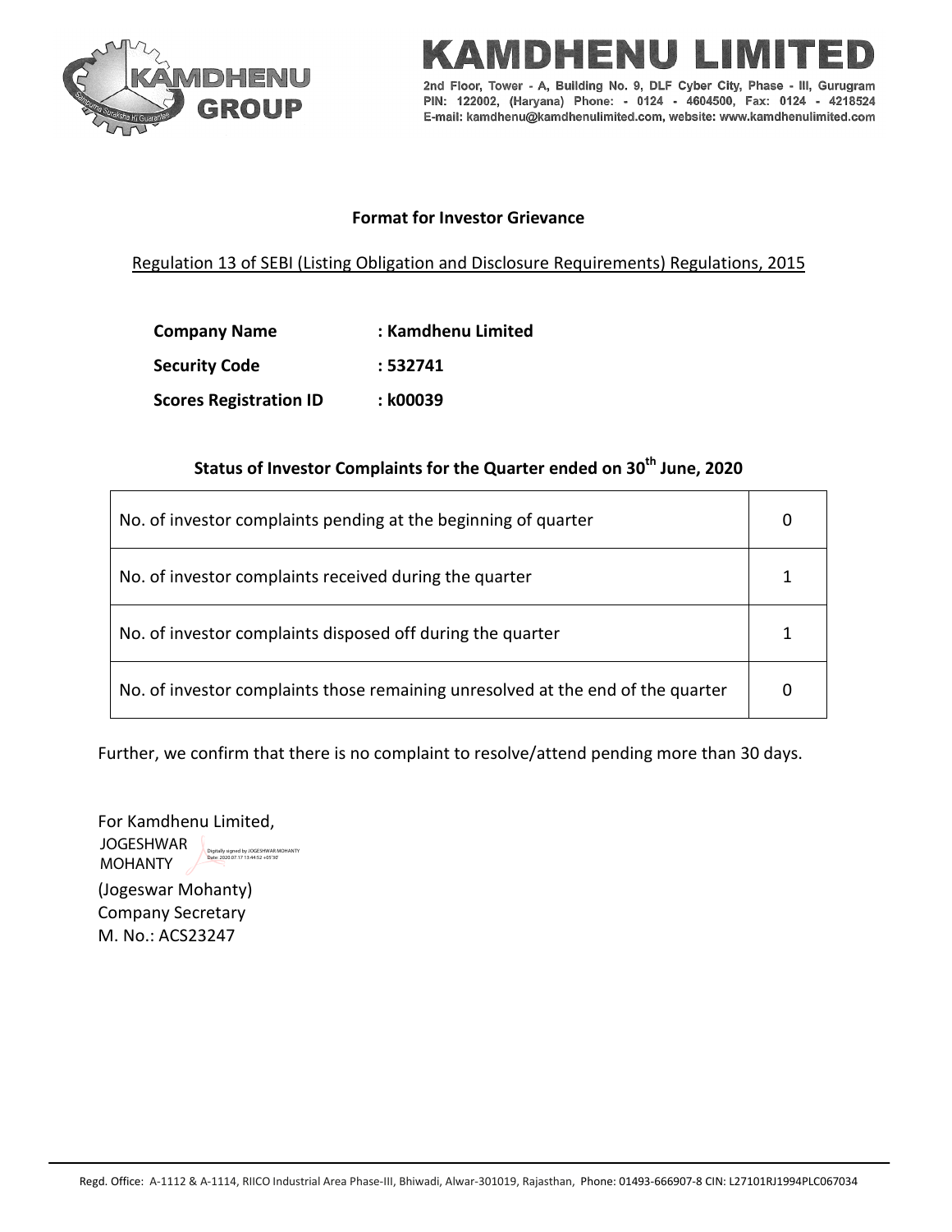# KAMDHENU LIMITED

2nd Floor, Tower - A, Building No. 9, DLF Cyber City, Phase - III, Gurugram PIN: 122002, (Haryana) Phone: - 0124 - 4604500, Fax: 0124 - 4218524 E-mail: kamdhenu@kamdhenulimited.com, website: www.kamdhenulimited.com

**Format for Investor Grievance**

Regulation 13 of SEBI (Listing Obligation and Disclosure Requirements) Regulations, 2015

**Company Name** **: Kamdhenu Limited**

**Security Code** **: 532741**

**Scores Registration ID** **: k00039**

**Status of Investor Complaints for the Quarter ended on 30th June, 2020**

| | |
|---|---|
| No. of investor complaints pending at the beginning of quarter | 0 |
| No. of investor complaints received during the quarter | 1 |
| No. of investor complaints disposed off during the quarter | 1 |
| No. of investor complaints those remaining unresolved at the end of the quarter | 0 |

Further, we confirm that there is no complaint to resolve/attend pending more than 30 days.

For Kamdhenu Limited,

JOGESHWAR MOHANTY
Digitally signed by JOGESHWAR MOHANTY
Date: 2020.07.17 13:44:52 +05'30'

(Jogeswar Mohanty)
Company Secretary
M. No.: ACS23247

Regd. Office: A-1112 & A-1114, RIICO Industrial Area Phase-III, Bhiwadi, Alwar-301019, Rajasthan, Phone: 01493-666907-8 CIN: L27101RJ1994PLC067034